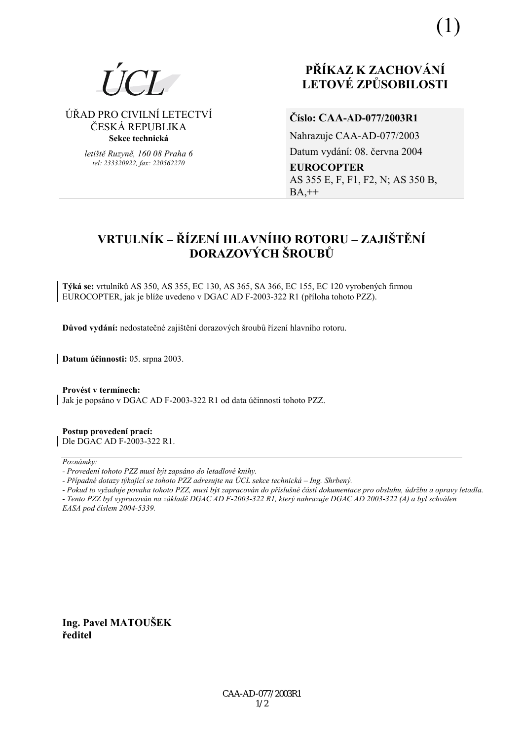(1)

ÚCL

ÚŘAD PRO CIVILNÍ LETECTVÍ
ČESKÁ REPUBLIKA
**Sekce technická**

*letiště Ruzyně, 160 08 Praha 6*
*tel: 233320922, fax: 220562270*

# PŘÍKAZ K ZACHOVÁNÍ LETOVÉ ZPŮSOBILOSTI

**Číslo: CAA-AD-077/2003R1**

Nahrazuje CAA-AD-077/2003

Datum vydání: 08. června 2004

**EUROCOPTER**
AS 355 E, F, F1, F2, N; AS 350 B, BA,++

## VRTULNÍK – ŘÍZENÍ HLAVNÍHO ROTORU – ZAJIŠTĚNÍ DORAZOVÝCH ŠROUBŮ

**Týká se:** vrtulníků AS 350, AS 355, EC 130, AS 365, SA 366, EC 155, EC 120 vyrobených firmou EUROCOPTER, jak je blíže uvedeno v DGAC AD F-2003-322 R1 (příloha tohoto PZZ).

**Důvod vydání:** nedostatečné zajištění dorazových šroubů řízení hlavního rotoru.

**Datum účinnosti:** 05. srpna 2003.

**Provést v termínech:**
Jak je popsáno v DGAC AD F-2003-322 R1 od data účinnosti tohoto PZZ.

**Postup provedení prací:**
Dle DGAC AD F-2003-322 R1.

---

*Poznámky:*
*- Provedení tohoto PZZ musí být zapsáno do letadlové knihy.*
*- Případné dotazy týkající se tohoto PZZ adresujte na ÚCL sekce technická – Ing. Shrbený.*
*- Pokud to vyžaduje povaha tohoto PZZ, musí být zapracován do příslušné části dokumentace pro obsluhu, údržbu a opravy letadla.*
*- Tento PZZ byl vypracován na základě DGAC AD F-2003-322 R1, který nahrazuje DGAC AD 2003-322 (A) a byl schválen EASA pod číslem 2004-5339.*

**Ing. Pavel MATOUŠEK**
**ředitel**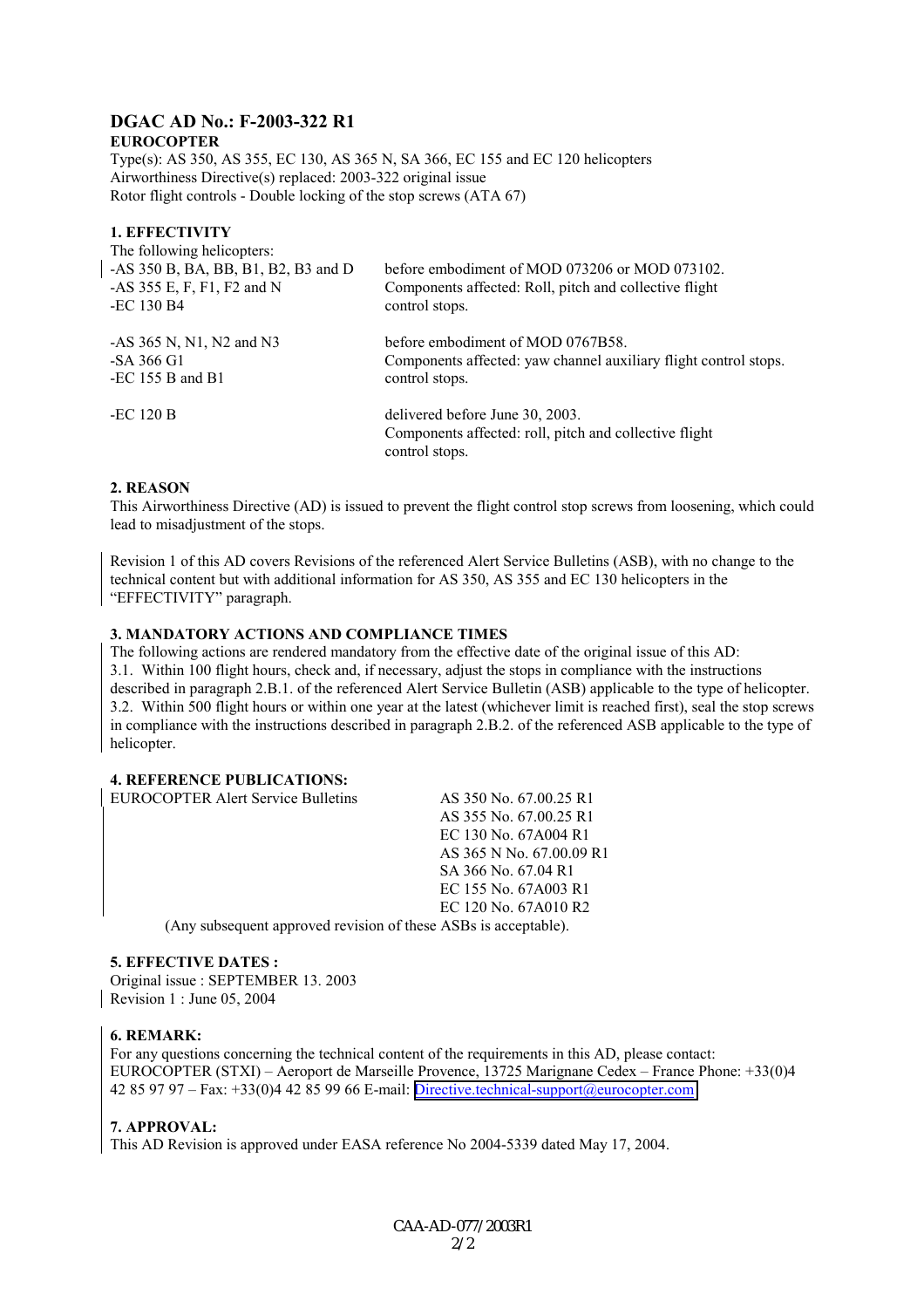# DGAC AD No.: F-2003-322 R1

**EUROCOPTER**

Type(s): AS 350, AS 355, EC 130, AS 365 N, SA 366, EC 155 and EC 120 helicopters
Airworthiness Directive(s) replaced: 2003-322 original issue
Rotor flight controls - Double locking of the stop screws (ATA 67)

## 1. EFFECTIVITY

The following helicopters:

| | |
|---|---|
| -AS 350 B, BA, BB, B1, B2, B3 and D<br>-AS 355 E, F, F1, F2 and N<br>-EC 130 B4 | before embodiment of MOD 073206 or MOD 073102.<br>Components affected: Roll, pitch and collective flight control stops. |
| -AS 365 N, N1, N2 and N3<br>-SA 366 G1<br>-EC 155 B and B1 | before embodiment of MOD 0767B58.<br>Components affected: yaw channel auxiliary flight control stops.<br>control stops. |
| -EC 120 B | delivered before June 30, 2003.<br>Components affected: roll, pitch and collective flight control stops. |

## 2. REASON

This Airworthiness Directive (AD) is issued to prevent the flight control stop screws from loosening, which could lead to misadjustment of the stops.

Revision 1 of this AD covers Revisions of the referenced Alert Service Bulletins (ASB), with no change to the technical content but with additional information for AS 350, AS 355 and EC 130 helicopters in the "EFFECTIVITY" paragraph.

## 3. MANDATORY ACTIONS AND COMPLIANCE TIMES

The following actions are rendered mandatory from the effective date of the original issue of this AD:

3.1. Within 100 flight hours, check and, if necessary, adjust the stops in compliance with the instructions described in paragraph 2.B.1. of the referenced Alert Service Bulletin (ASB) applicable to the type of helicopter.

3.2. Within 500 flight hours or within one year at the latest (whichever limit is reached first), seal the stop screws in compliance with the instructions described in paragraph 2.B.2. of the referenced ASB applicable to the type of helicopter.

## 4. REFERENCE PUBLICATIONS:

EUROCOPTER Alert Service Bulletins

- AS 350 No. 67.00.25 R1
- AS 355 No. 67.00.25 R1
- EC 130 No. 67A004 R1
- AS 365 N No. 67.00.09 R1
- SA 366 No. 67.04 R1
- EC 155 No. 67A003 R1
- EC 120 No. 67A010 R2

(Any subsequent approved revision of these ASBs is acceptable).

## 5. EFFECTIVE DATES :

Original issue : SEPTEMBER 13. 2003
Revision 1 : June 05, 2004

## 6. REMARK:

For any questions concerning the technical content of the requirements in this AD, please contact:
EUROCOPTER (STXI) – Aeroport de Marseille Provence, 13725 Marignane Cedex – France Phone: +33(0)4 42 85 97 97 – Fax: +33(0)4 42 85 99 66 E-mail: Directive.technical-support@eurocopter.com

## 7. APPROVAL:

This AD Revision is approved under EASA reference No 2004-5339 dated May 17, 2004.

CAA-AD-077/2003R1